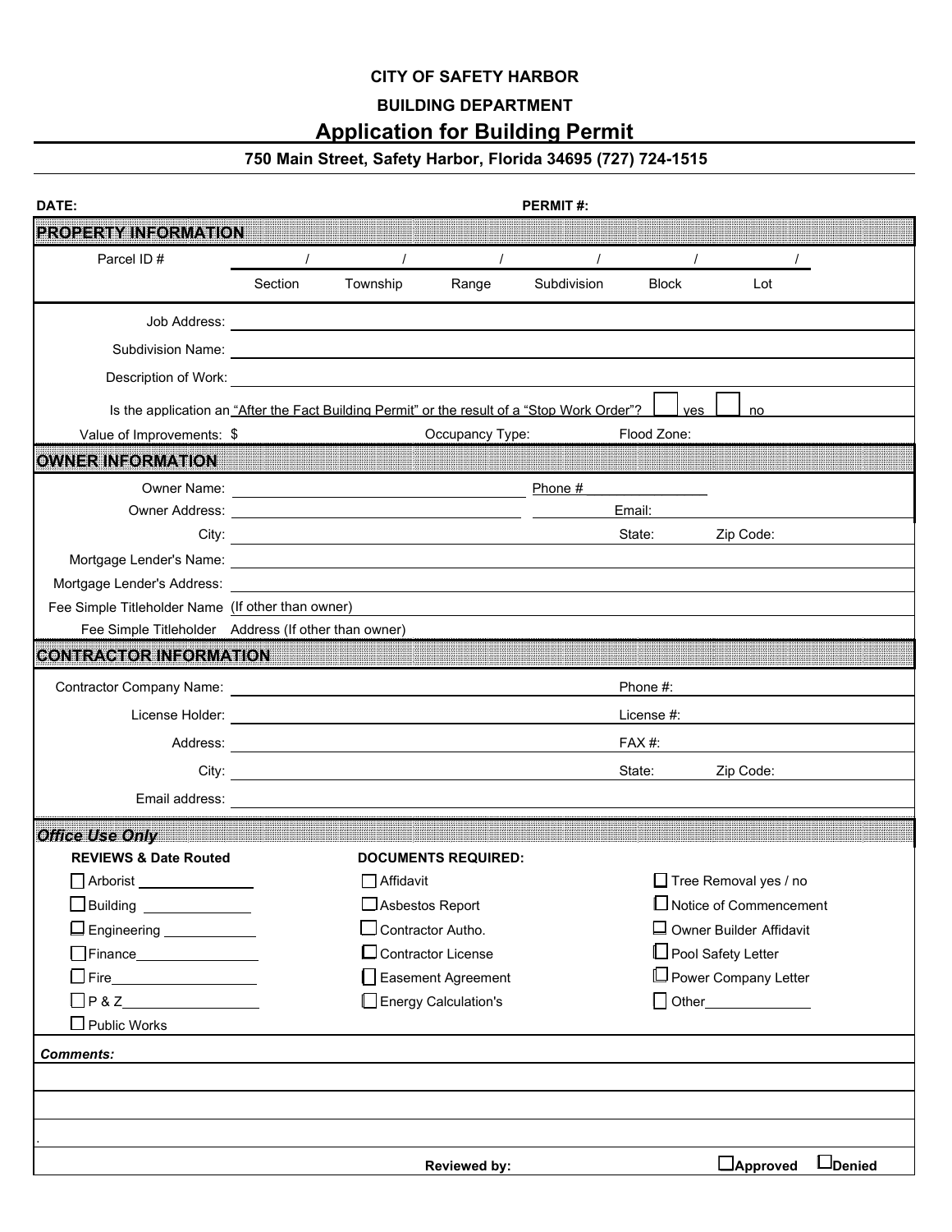**CITY OF SAFETY HARBOR**

**BUILDING DEPARTMENT**

# Application for Building Permit

**750 Main Street, Safety Harbor, Florida 34695 (727) 724-1515**

**DATE:** **PERMIT #:**

## PROPERTY INFORMATION

Parcel ID # ______ / ______ / ______ / ______ / ______ / ______ /

Section / Township / Range / Subdivision / Block / Lot

Job Address:

Subdivision Name:

Description of Work:

Is the application an "After the Fact Building Permit" or the result of a "Stop Work Order"? ☐ yes ☐ no

Value of Improvements: $ Occupancy Type: Flood Zone:

## OWNER INFORMATION

Owner Name: Phone #

Owner Address: Email:

City: State: Zip Code:

Mortgage Lender's Name:

Mortgage Lender's Address:

Fee Simple Titleholder Name (If other than owner)

Fee Simple Titleholder Address (If other than owner)

## CONTRACTOR INFORMATION

Contractor Company Name: Phone #:

License Holder: License #:

Address: FAX #:

City: State: Zip Code:

Email address:

## *Office Use Only*

| **REVIEWS & Date Routed** | **DOCUMENTS REQUIRED:** | |
|---|---|---|
| ☐ Arborist | ☐ Affidavit | ☐ Tree Removal yes / no |
| ☐ Building | ☐ Asbestos Report | ☐ Notice of Commencement |
| ☐ Engineering | ☐ Contractor Autho. | ☐ Owner Builder Affidavit |
| ☐ Finance | ☐ Contractor License | ☐ Pool Safety Letter |
| ☐ Fire | ☐ Easement Agreement | ☐ Power Company Letter |
| ☐ P & Z | ☐ Energy Calculation's | ☐ Other |
| ☐ Public Works | | |

***Comments:***

.

**Reviewed by:** ☐ **Approved** ☐ **Denied**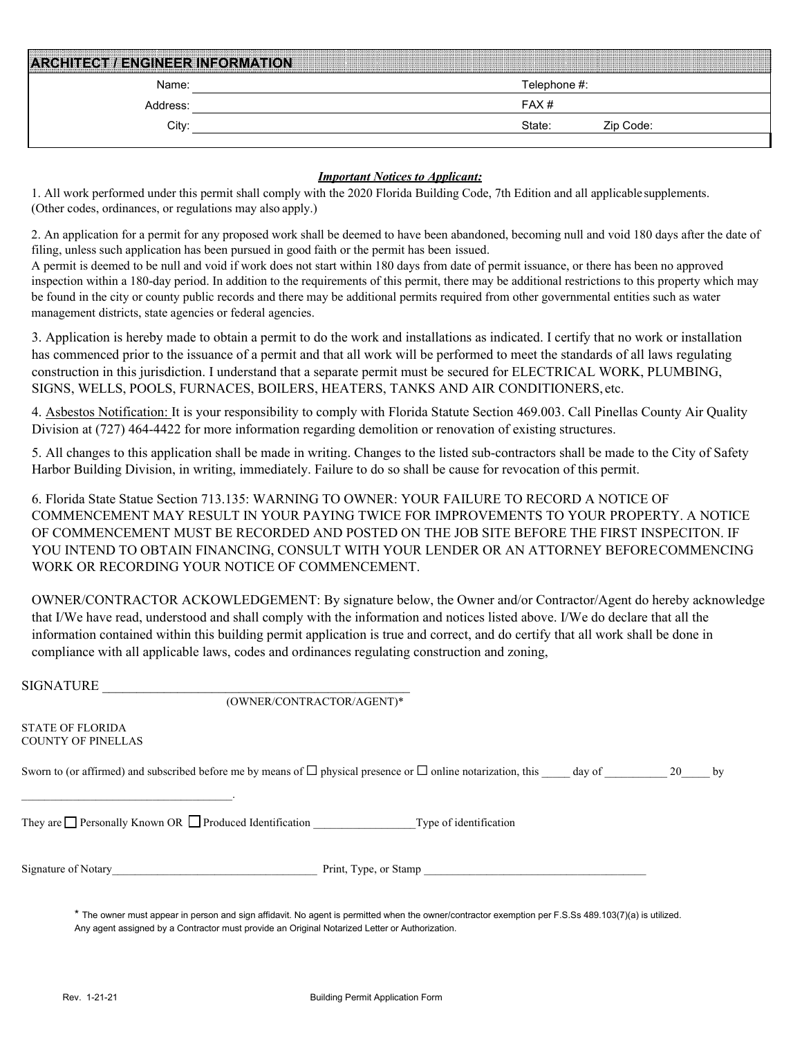## ARCHITECT / ENGINEER INFORMATION

| | | | |
|---|---|---|---|
| Name: | | Telephone #: | |
| Address: | | FAX # | |
| City: | | State: | Zip Code: |

***Important Notices to Applicant:***

1. All work performed under this permit shall comply with the 2020 Florida Building Code, 7th Edition and all applicable supplements. (Other codes, ordinances, or regulations may also apply.)

2. An application for a permit for any proposed work shall be deemed to have been abandoned, becoming null and void 180 days after the date of filing, unless such application has been pursued in good faith or the permit has been issued.
A permit is deemed to be null and void if work does not start within 180 days from date of permit issuance, or there has been no approved inspection within a 180-day period. In addition to the requirements of this permit, there may be additional restrictions to this property which may be found in the city or county public records and there may be additional permits required from other governmental entities such as water management districts, state agencies or federal agencies.

3. Application is hereby made to obtain a permit to do the work and installations as indicated. I certify that no work or installation has commenced prior to the issuance of a permit and that all work will be performed to meet the standards of all laws regulating construction in this jurisdiction. I understand that a separate permit must be secured for ELECTRICAL WORK, PLUMBING, SIGNS, WELLS, POOLS, FURNACES, BOILERS, HEATERS, TANKS AND AIR CONDITIONERS, etc.

4. Asbestos Notification: It is your responsibility to comply with Florida Statute Section 469.003. Call Pinellas County Air Quality Division at (727) 464-4422 for more information regarding demolition or renovation of existing structures.

5. All changes to this application shall be made in writing. Changes to the listed sub-contractors shall be made to the City of Safety Harbor Building Division, in writing, immediately. Failure to do so shall be cause for revocation of this permit.

6. Florida State Statue Section 713.135: WARNING TO OWNER: YOUR FAILURE TO RECORD A NOTICE OF COMMENCEMENT MAY RESULT IN YOUR PAYING TWICE FOR IMPROVEMENTS TO YOUR PROPERTY. A NOTICE OF COMMENCEMENT MUST BE RECORDED AND POSTED ON THE JOB SITE BEFORE THE FIRST INSPECITON. IF YOU INTEND TO OBTAIN FINANCING, CONSULT WITH YOUR LENDER OR AN ATTORNEY BEFORE COMMENCING WORK OR RECORDING YOUR NOTICE OF COMMENCEMENT.

OWNER/CONTRACTOR ACKOWLEDGEMENT: By signature below, the Owner and/or Contractor/Agent do hereby acknowledge that I/We have read, understood and shall comply with the information and notices listed above. I/We do declare that all the information contained within this building permit application is true and correct, and do certify that all work shall be done in compliance with all applicable laws, codes and ordinances regulating construction and zoning,

SIGNATURE ______________________________________________
(OWNER/CONTRACTOR/AGENT)*

STATE OF FLORIDA
COUNTY OF PINELLAS

Sworn to (or affirmed) and subscribed before me by means of ☐ physical presence or ☐ online notarization, this _____ day of __________ 20_____ by ___________________________________.

They are ☐ Personally Known OR ☐ Produced Identification _________________Type of identification

Signature of Notary___________________________________ Print, Type, or Stamp ______________________________________

\* The owner must appear in person and sign affidavit. No agent is permitted when the owner/contractor exemption per F.S.Ss 489.103(7)(a) is utilized. Any agent assigned by a Contractor must provide an Original Notarized Letter or Authorization.